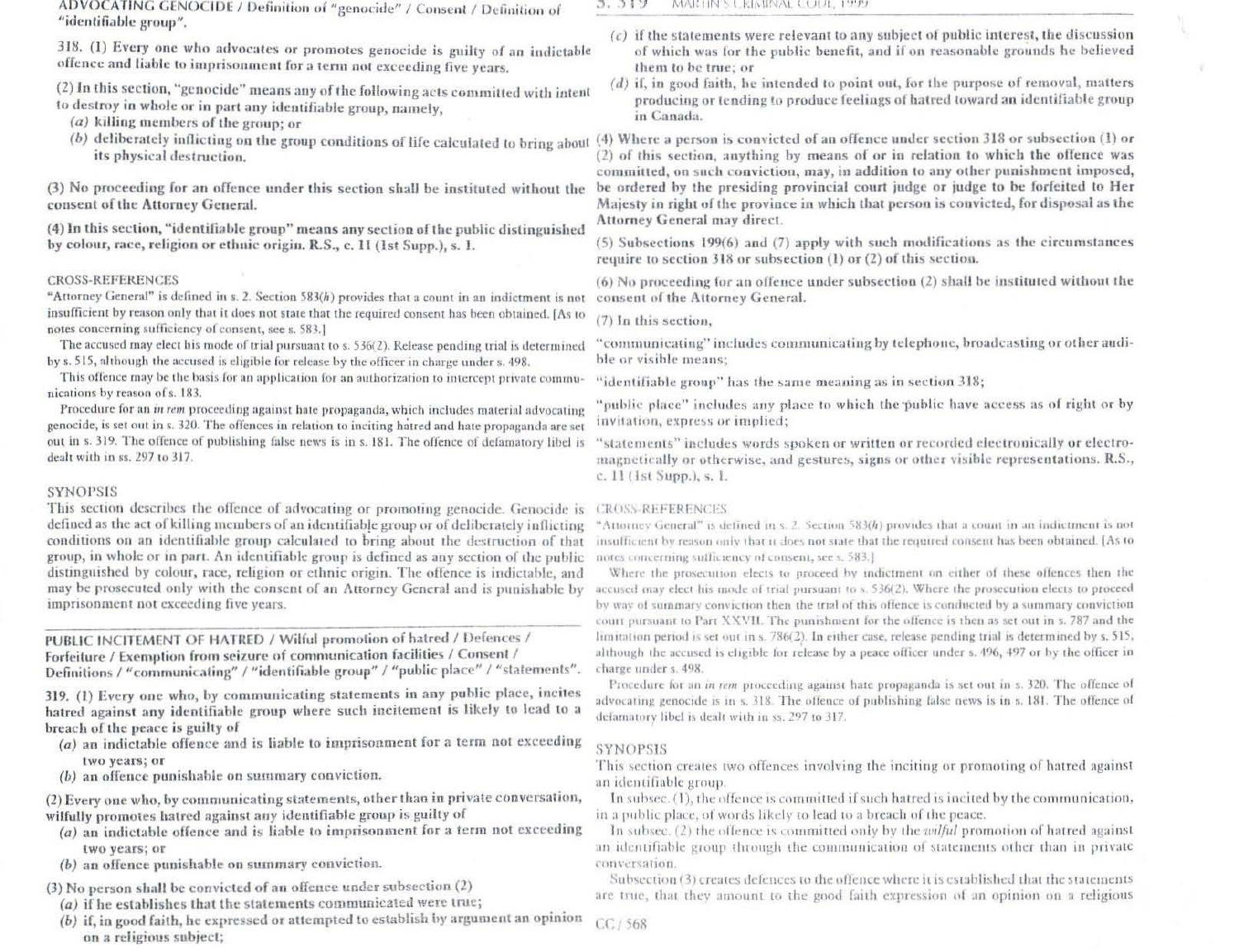ADVOCATING GENOCIDE / Definition of "genocide" / Consent / Definition of "identifiable group".

**318.** (1) Every one who advocates or promotes genocide is guilty of an indictable offence and liable to imprisonment for a term not exceeding five years.

(2) In this section, "genocide" means any of the following acts committed with intent to destroy in whole or in part any identifiable group, namely,

(*a*) killing members of the group; or

(*b*) deliberately inflicting on the group conditions of life calculated to bring about its physical destruction.

(3) No proceeding for an offence under this section shall be instituted without the consent of the Attorney General.

(4) In this section, "identifiable group" means any section of the public distinguished by colour, race, religion or ethnic origin. R.S., c. 11 (1st Supp.), s. 1.

CROSS-REFERENCES

"Attorney General" is defined in s. 2. Section 583(*h*) provides that a count in an indictment is not insufficient by reason only that it does not state that the required consent has been obtained. [As to notes concerning sufficiency of consent, see s. 583.]

The accused may elect his mode of trial pursuant to s. 536(2). Release pending trial is determined by s. 515, although the accused is eligible for release by the officer in charge under s. 498.

This offence may be the basis for an application for an authorization to intercept private communications by reason of s. 183.

Procedure for an *in rem* proceeding against hate propaganda, which includes material advocating genocide, is set out in s. 320. The offences in relation to inciting hatred and hate propaganda are set out in s. 319. The offence of publishing false news is in s. 181. The offence of defamatory libel is dealt with in ss. 297 to 317.

SYNOPSIS

This section describes the offence of advocating or promoting genocide. Genocide is defined as the act of killing members of an identifiable group or of deliberately inflicting conditions on an identifiable group calculated to bring about the destruction of that group, in whole or in part. An identifiable group is defined as any section of the public distinguished by colour, race, religion or ethnic origin. The offence is indictable, and may be prosecuted only with the consent of an Attorney General and is punishable by imprisonment not exceeding five years.

---

PUBLIC INCITEMENT OF HATRED / Wilful promotion of hatred / Defences / Forfeiture / Exemption from seizure of communication facilities / Consent / Definitions / "communicating" / "identifiable group" / "public place" / "statements".

**319.** (1) Every one who, by communicating statements in any public place, incites hatred against any identifiable group where such incitement is likely to lead to a breach of the peace is guilty of

(*a*) an indictable offence and is liable to imprisonment for a term not exceeding two years; or

(*b*) an offence punishable on summary conviction.

(2) Every one who, by communicating statements, other than in private conversation, wilfully promotes hatred against any identifiable group is guilty of

(*a*) an indictable offence and is liable to imprisonment for a term not exceeding two years; or

(*b*) an offence punishable on summary conviction.

(3) No person shall be convicted of an offence under subsection (2)

(*a*) if he establishes that the statements communicated were true;

(*b*) if, in good faith, he expressed or attempted to establish by argument an opinion on a religious subject;

(*c*) if the statements were relevant to any subject of public interest, the discussion of which was for the public benefit, and if on reasonable grounds he believed them to be true; or

(*d*) if, in good faith, he intended to point out, for the purpose of removal, matters producing or tending to produce feelings of hatred toward an identifiable group in Canada.

(4) Where a person is convicted of an offence under section 318 or subsection (1) or (2) of this section, anything by means of or in relation to which the offence was committed, on such conviction, may, in addition to any other punishment imposed, be ordered by the presiding provincial court judge or judge to be forfeited to Her Majesty in right of the province in which that person is convicted, for disposal as the Attorney General may direct.

(5) Subsections 199(6) and (7) apply with such modifications as the circumstances require to section 318 or subsection (1) or (2) of this section.

(6) No proceeding for an offence under subsection (2) shall be instituted without the consent of the Attorney General.

(7) In this section,

"communicating" includes communicating by telephone, broadcasting or other audible or visible means;

"identifiable group" has the same meaning as in section 318;

"public place" includes any place to which the public have access as of right or by invitation, express or implied;

"statements" includes words spoken or written or recorded electronically or electro-magnetically or otherwise, and gestures, signs or other visible representations. R.S., c. 11 (1st Supp.), s. 1.

CROSS-REFERENCES

"Attorney General" is defined in s. 2. Section 583(*h*) provides that a count in an indictment is not insufficient by reason only that it does not state that the required consent has been obtained. [As to notes concerning sufficiency of consent, see s. 583.]

Where the prosecution elects to proceed by indictment on either of these offences then the accused may elect his mode of trial pursuant to s. 536(2). Where the prosecution elects to proceed by way of summary conviction then the trial of this offence is conducted by a summary conviction court pursuant to Part XXVII. The punishment for the offence is then as set out in s. 787 and the limitation period is set out in s. 786(2). In either case, release pending trial is determined by s. 515, although the accused is eligible for release by a peace officer under s. 496, 497 or by the officer in charge under s. 498.

Procedure for an *in rem* proceeding against hate propaganda is set out in s. 320. The offence of advocating genocide is in s. 318. The offence of publishing false news is in s. 181. The offence of defamatory libel is dealt with in ss. 297 to 317.

SYNOPSIS

This section creates two offences involving the inciting or promoting of hatred against an identifiable group.

In subsec. (1), the offence is committed if such hatred is incited by the communication, in a public place, of words likely to lead to a breach of the peace.

In subsec. (2) the offence is committed only by the *wilful* promotion of hatred against an identifiable group through the communication of statements other than in private conversation.

Subsection (3) creates defences to the offence where it is established that the statements are true, that they amount to the good faith expression of an opinion on a religious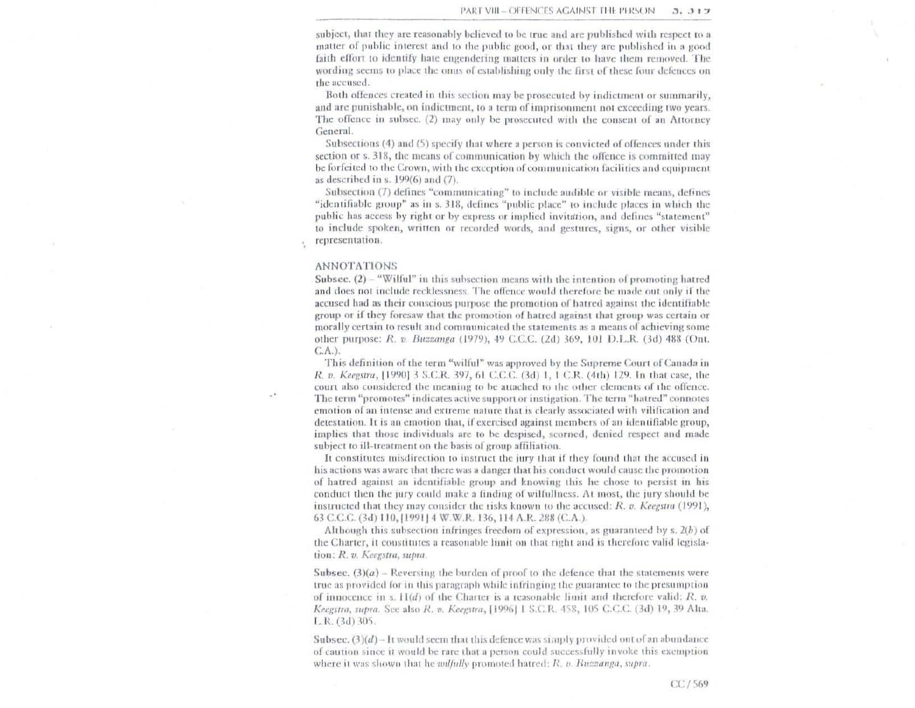subject, that they are reasonably believed to be true and are published with respect to a matter of public interest and to the public good, or that they are published in a good faith effort to identify hate engendering matters in order to have them removed. The wording seems to place the onus of establishing only the first of these four defences on the accused.

Both offences created in this section may be prosecuted by indictment or summarily, and are punishable, on indictment, to a term of imprisonment not exceeding two years. The offence in subsec. (2) may only be prosecuted with the consent of an Attorney General.

Subsections (4) and (5) specify that where a person is convicted of offences under this section or s. 318, the means of communication by which the offence is committed may be forfeited to the Crown, with the exception of communication facilities and equipment as described in s. 199(6) and (7).

Subsection (7) defines "communicating" to include audible or visible means, defines "identifiable group" as in s. 318, defines "public place" to include places in which the public has access by right or by express or implied invitation, and defines "statement" to include spoken, written or recorded words, and gestures, signs, or other visible representation.

## ANNOTATIONS

**Subsec. (2)** – "Wilful" in this subsection means with the intention of promoting hatred and does not include recklessness. The offence would therefore be made out only if the accused had as their conscious purpose the promotion of hatred against the identifiable group or if they foresaw that the promotion of hatred against that group was certain or morally certain to result and communicated the statements as a means of achieving some other purpose: *R. v. Buzzanga* (1979), 49 C.C.C. (2d) 369, 101 D.L.R. (3d) 488 (Ont. C.A.).

This definition of the term "wilful" was approved by the Supreme Court of Canada in *R. v. Keegstra*, [1990] 3 S.C.R. 397, 61 C.C.C. (3d) 1, 1 C.R. (4th) 129. In that case, the court also considered the meaning to be attached to the other elements of the offence. The term "promotes" indicates active support or instigation. The term "hatred" connotes emotion of an intense and extreme nature that is clearly associated with vilification and detestation. It is an emotion that, if exercised against members of an identifiable group, implies that those individuals are to be despised, scorned, denied respect and made subject to ill-treatment on the basis of group affiliation.

It constitutes misdirection to instruct the jury that if they found that the accused in his actions was aware that there was a danger that his conduct would cause the promotion of hatred against an identifiable group and knowing this he chose to persist in his conduct then the jury could make a finding of wilfulness. At most, the jury should be instructed that they may consider the risks known to the accused: *R. v. Keegstra* (1991), 63 C.C.C. (3d) 110, [1991] 4 W.W.R. 136, 114 A.R. 288 (C.A.).

Although this subsection infringes freedom of expression, as guaranteed by s. 2(*b*) of the Charter, it constitutes a reasonable limit on that right and is therefore valid legislation: *R. v. Keegstra, supra*.

**Subsec. (3)(*a*)** – Reversing the burden of proof to the defence that the statements were true as provided for in this paragraph while infringing the guarantee to the presumption of innocence in s. 11(*d*) of the Charter is a reasonable limit and therefore valid: *R. v. Keegstra, supra*. See also *R. v. Keegstra*, [1996] 1 S.C.R. 458, 105 C.C.C. (3d) 19, 39 Alta. L.R. (3d) 305.

**Subsec. (3)(*d*)** – It would seem that this defence was simply provided out of an abundance of caution since it would be rare that a person could successfully invoke this exemption where it was shown that he *wilfully* promoted hatred: *R. v. Buzzanga, supra*.